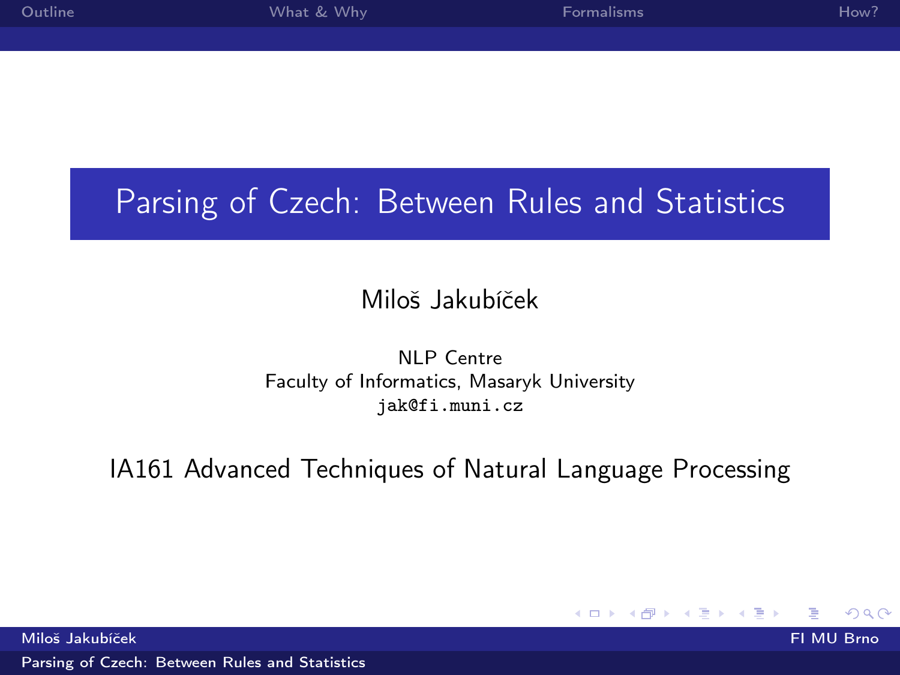# Parsing of Czech: Between Rules and Statistics

Miloš Jakubíček

NLP Centre
Faculty of Informatics, Masaryk University
jak@fi.muni.cz

IA161 Advanced Techniques of Natural Language Processing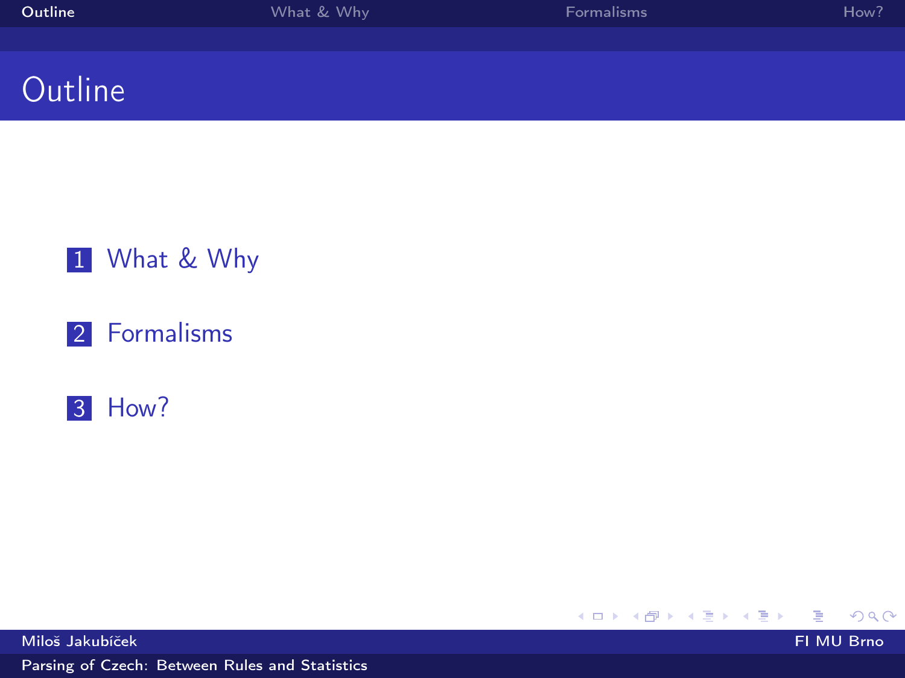# Outline

1. What & Why
2. Formalisms
3. How?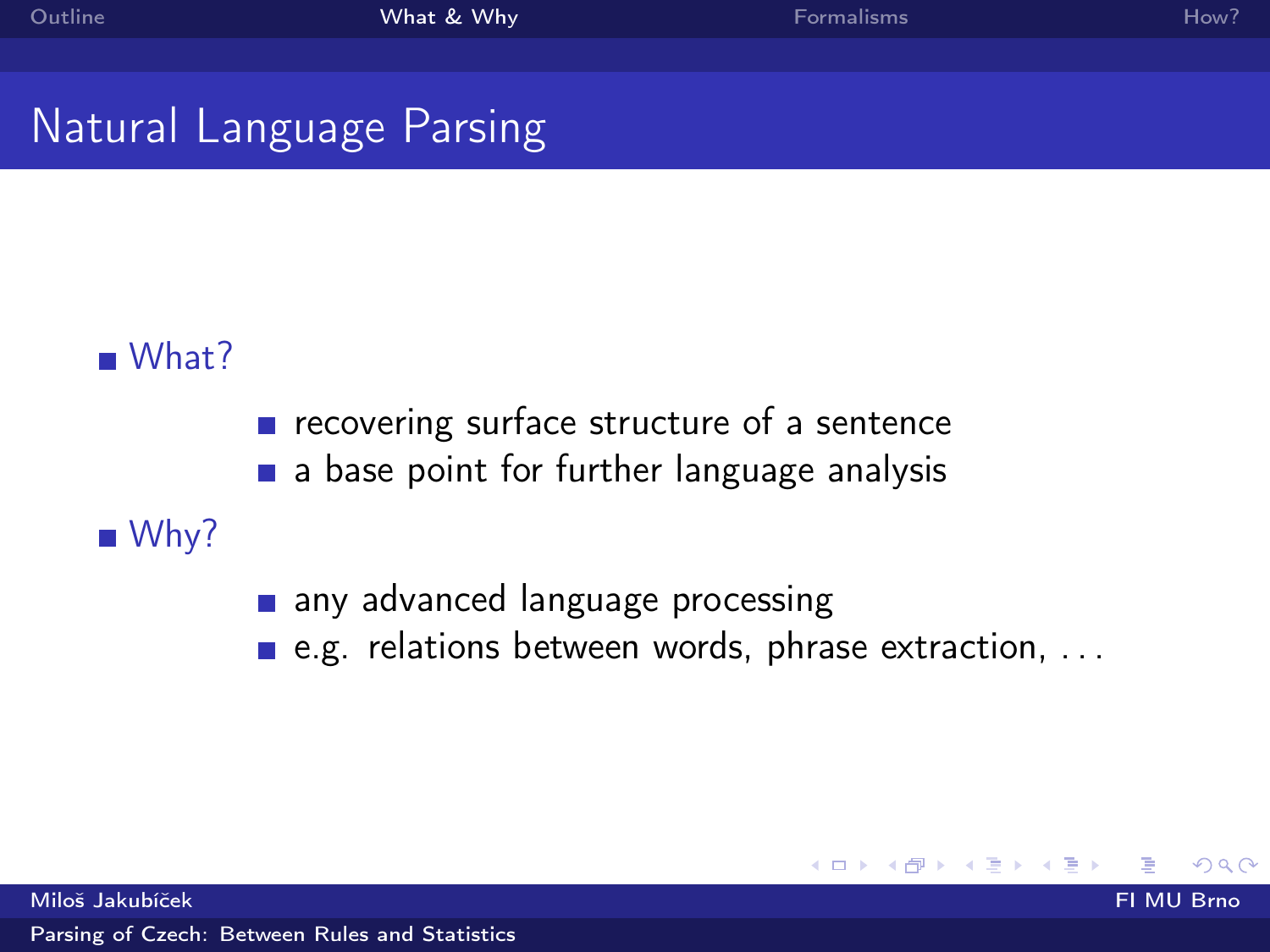# Natural Language Parsing

- What?
  - recovering surface structure of a sentence
  - a base point for further language analysis
- Why?
  - any advanced language processing
  - e.g. relations between words, phrase extraction, . . .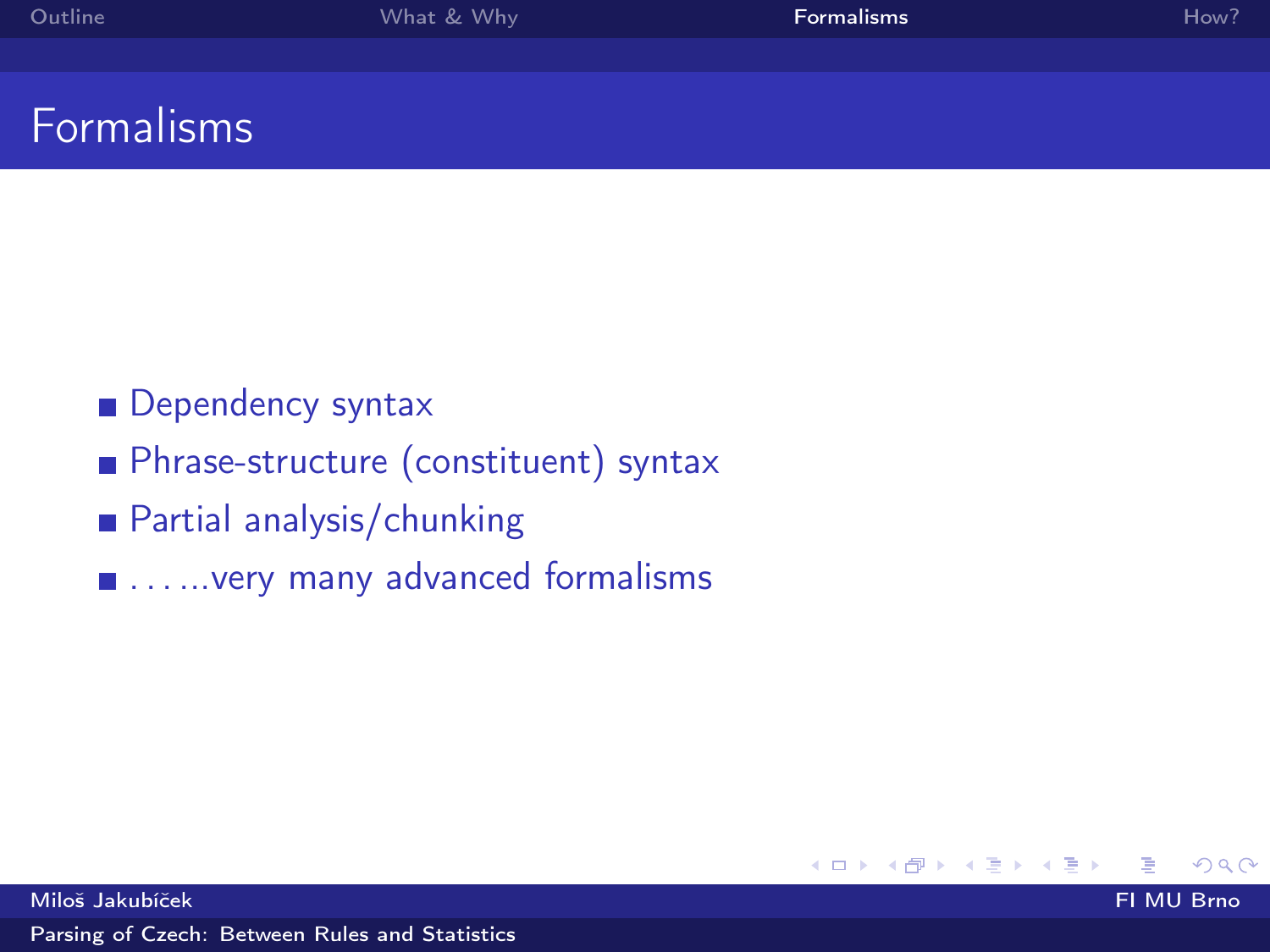# Formalisms

- Dependency syntax
- Phrase-structure (constituent) syntax
- Partial analysis/chunking
- . . . . . .very many advanced formalisms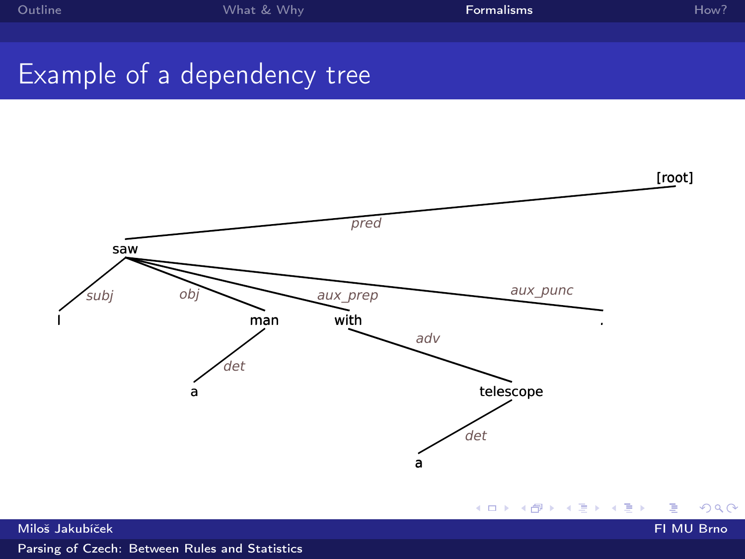# Example of a dependency tree

[root]

pred

saw

subj · obj · aux_prep · aux_punc

I · man · with · .

det · adv

a · telescope

det

a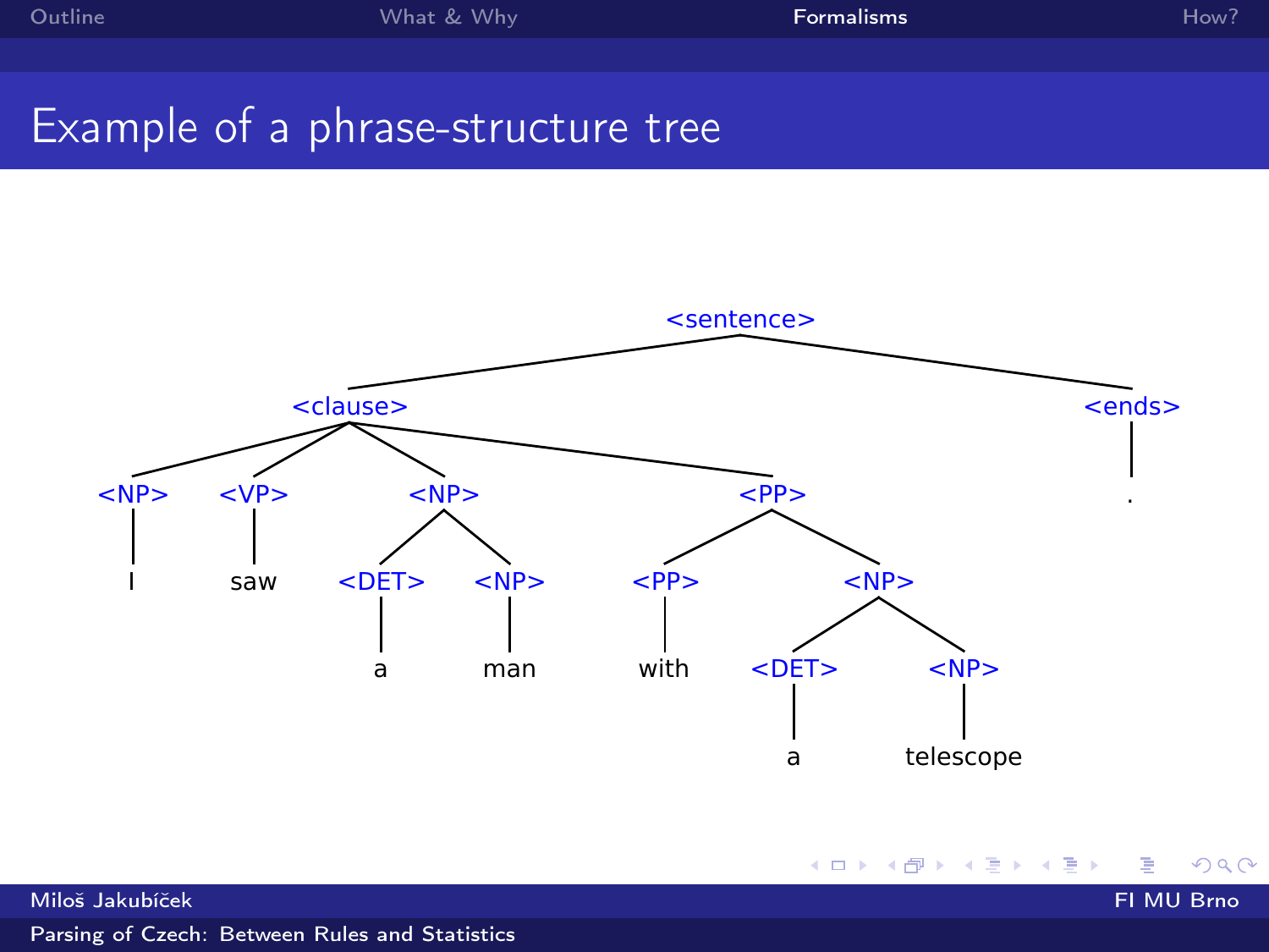# Example of a phrase-structure tree

```
<sentence>
├── <clause>
│   ├── <NP>
│   │   └── I
│   ├── <VP>
│   │   └── saw
│   ├── <NP>
│   │   ├── <DET>
│   │   │   └── a
│   │   └── <NP>
│   │       └── man
│   └── <PP>
│       ├── <PP>
│       │   └── with
│       └── <NP>
│           ├── <DET>
│           │   └── a
│           └── <NP>
│               └── telescope
└── <ends>
    └── .
```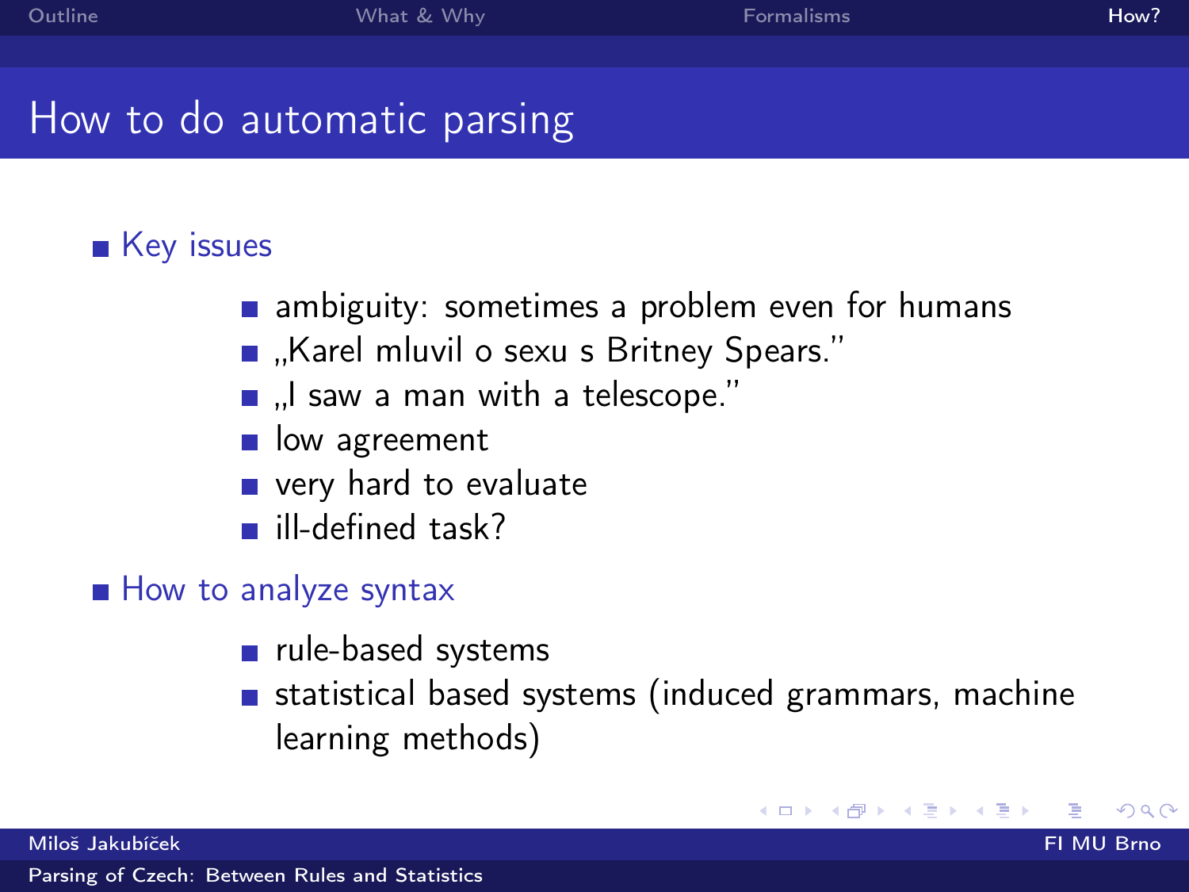# How to do automatic parsing

- Key issues
  - ambiguity: sometimes a problem even for humans
  - „Karel mluvil o sexu s Britney Spears."
  - „I saw a man with a telescope."
  - low agreement
  - very hard to evaluate
  - ill-defined task?
- How to analyze syntax
  - rule-based systems
  - statistical based systems (induced grammars, machine learning methods)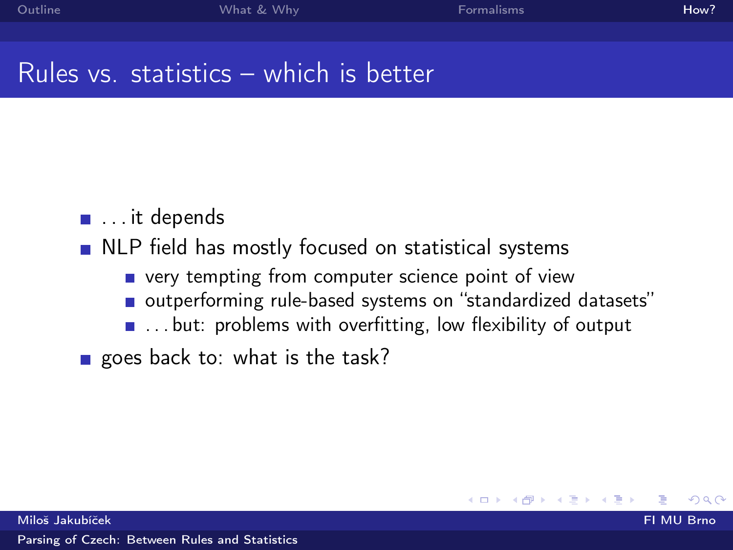# Rules vs. statistics – which is better

- ... it depends
- NLP field has mostly focused on statistical systems
  - very tempting from computer science point of view
  - outperforming rule-based systems on "standardized datasets"
  - ... but: problems with overfitting, low flexibility of output
- goes back to: what is the task?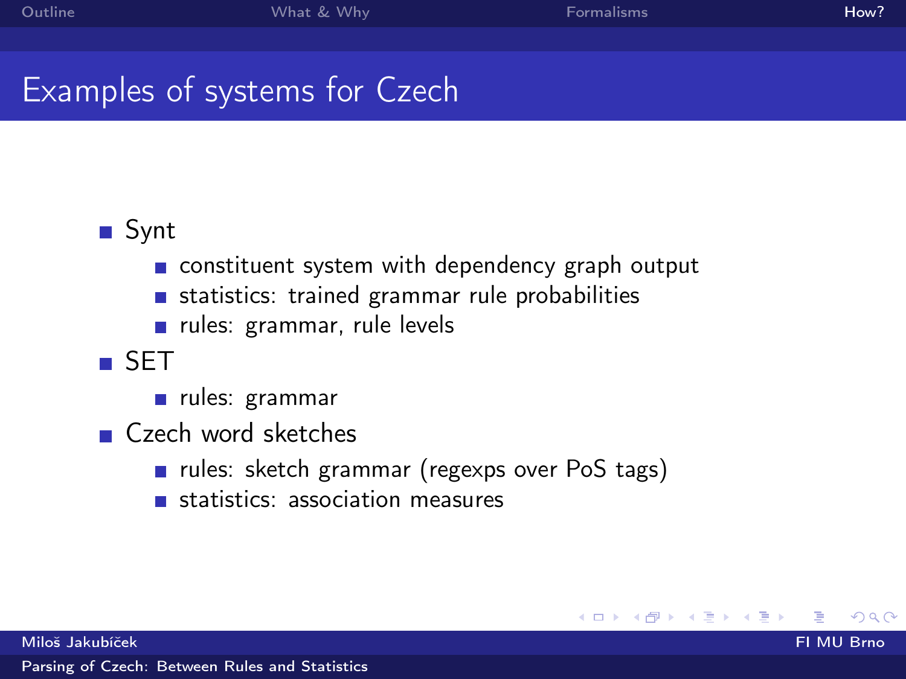# Examples of systems for Czech

- Synt
  - constituent system with dependency graph output
  - statistics: trained grammar rule probabilities
  - rules: grammar, rule levels
- SET
  - rules: grammar
- Czech word sketches
  - rules: sketch grammar (regexps over PoS tags)
  - statistics: association measures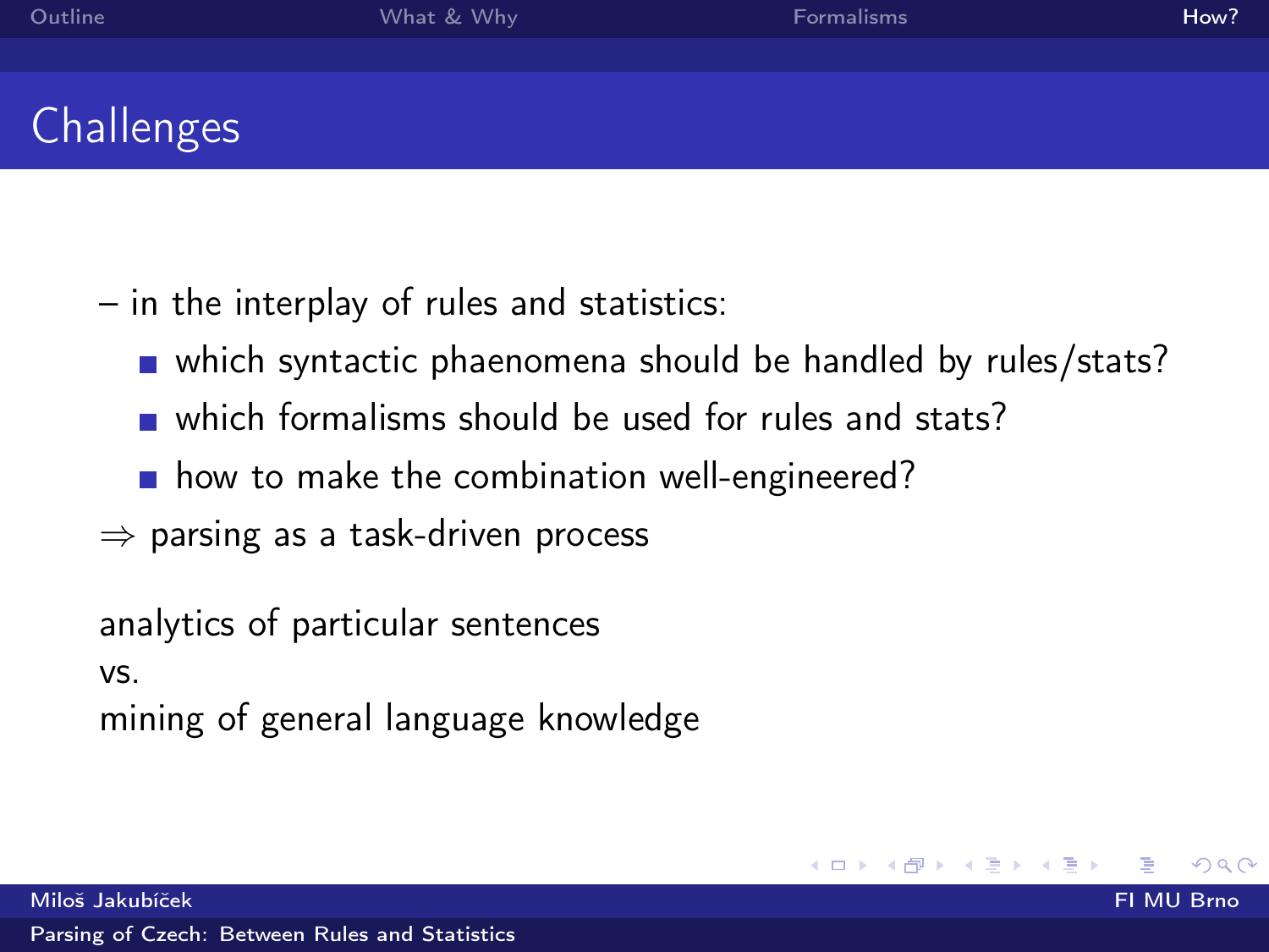# Challenges

– in the interplay of rules and statistics:

- which syntactic phaenomena should be handled by rules/stats?
- which formalisms should be used for rules and stats?
- how to make the combination well-engineered?

⇒ parsing as a task-driven process

analytics of particular sentences
vs.
mining of general language knowledge